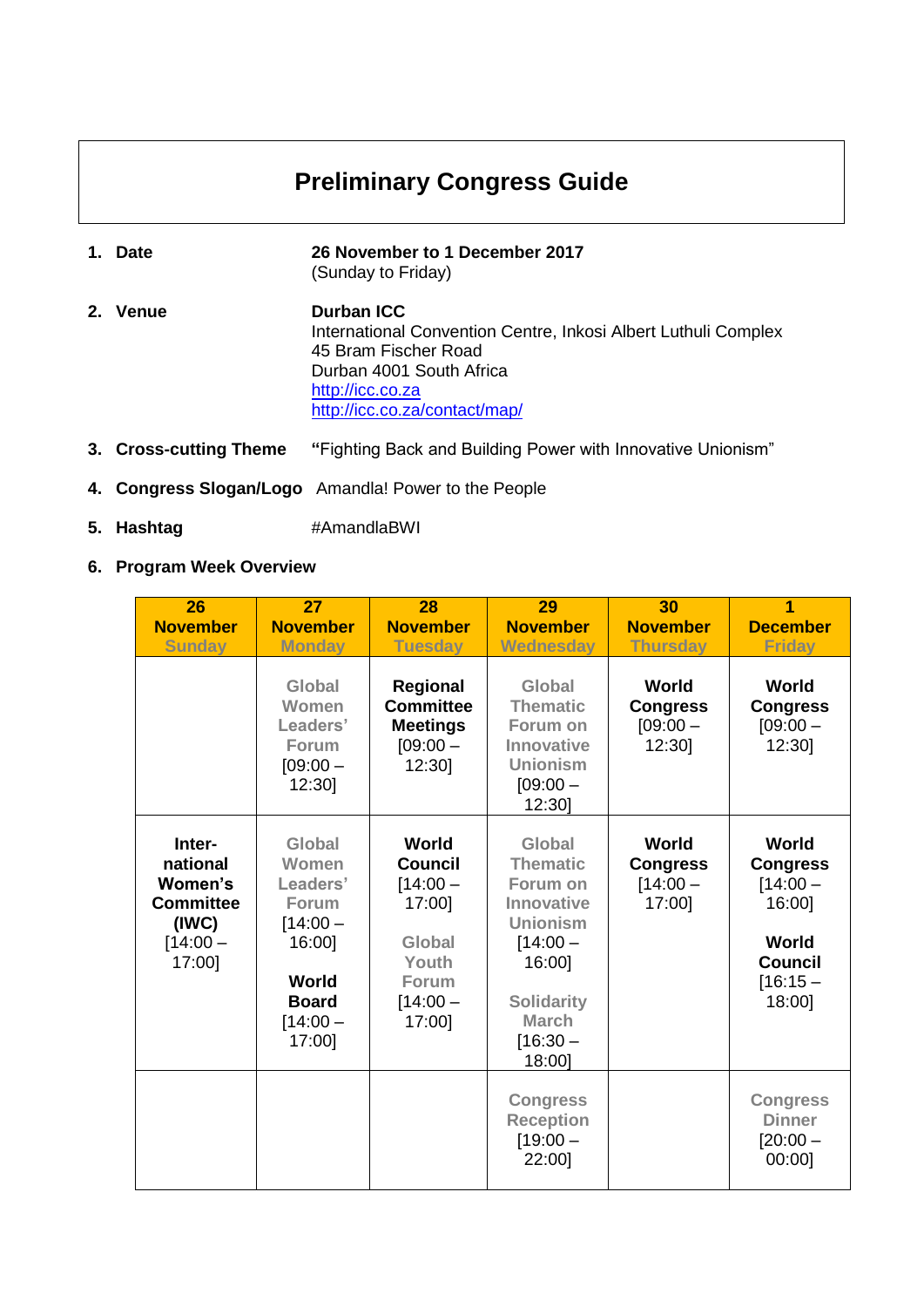# Preliminary Congress Guide

1. **Date** — **26 November to 1 December 2017**
   (Sunday to Friday)

2. **Venue** — **Durban ICC**
   International Convention Centre, Inkosi Albert Luthuli Complex
   45 Bram Fischer Road
   Durban 4001 South Africa
   http://icc.co.za
   http://icc.co.za/contact/map/

3. **Cross-cutting Theme** — "Fighting Back and Building Power with Innovative Unionism"

4. **Congress Slogan/Logo** — Amandla! Power to the People

5. **Hashtag** — #AmandlaBWI

6. **Program Week Overview**

| 26 November Sunday | 27 November Monday | 28 November Tuesday | 29 November Wednesday | 30 November Thursday | 1 December Friday |
|---|---|---|---|---|---|
| | Global Women Leaders' Forum [09:00 – 12:30] | **Regional Committee Meetings** [09:00 – 12:30] | Global Thematic Forum on Innovative Unionism [09:00 – 12:30] | **World Congress** [09:00 – 12:30] | **World Congress** [09:00 – 12:30] |
| **International Women's Committee (IWC)** [14:00 – 17:00] | Global Women Leaders' Forum [14:00 – 16:00] **World Board** [14:00 – 17:00] | **World Council** [14:00 – 17:00] Global Youth Forum [14:00 – 17:00] | Global Thematic Forum on Innovative Unionism [14:00 – 16:00] Solidarity March [16:30 – 18:00] | **World Congress** [14:00 – 17:00] | **World Congress** [14:00 – 16:00] **World Council** [16:15 – 18:00] |
| | | | Congress Reception [19:00 – 22:00] | | Congress Dinner [20:00 – 00:00] |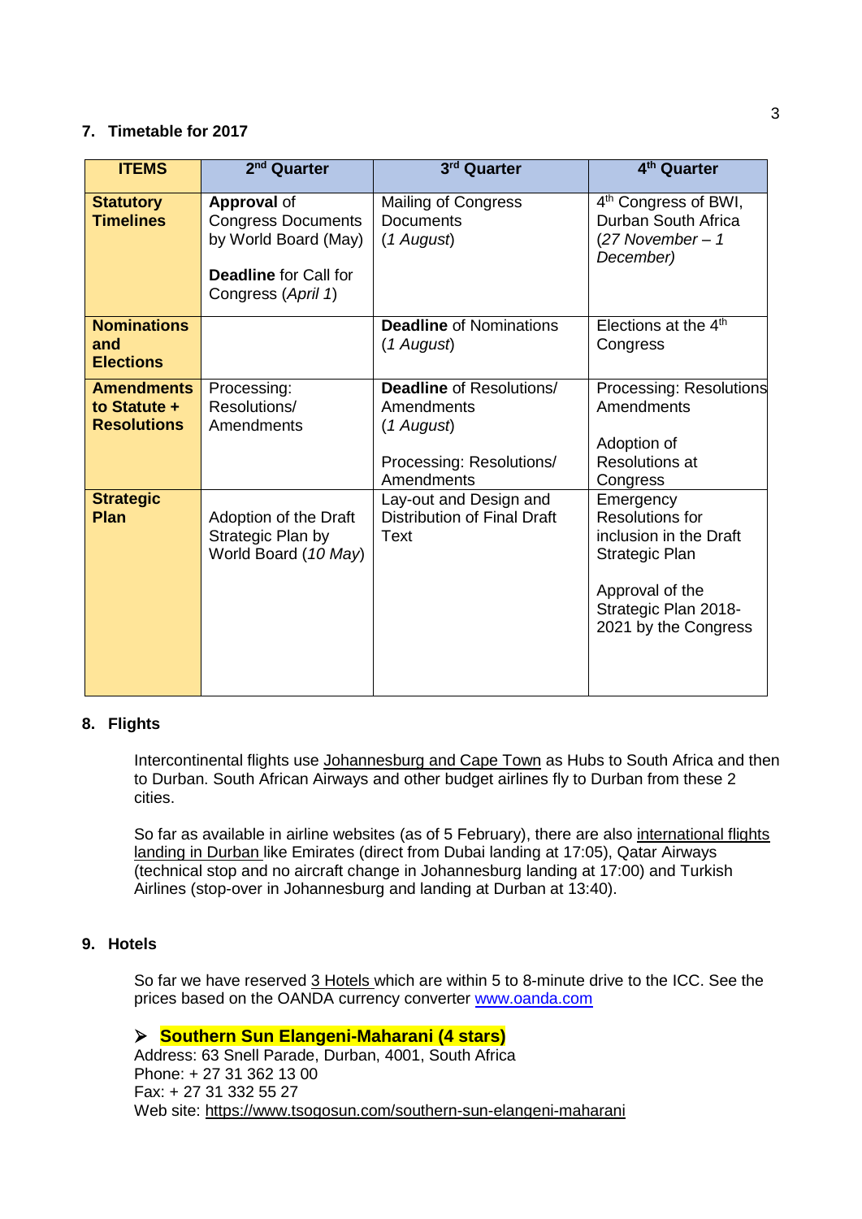## 7. Timetable for 2017

| ITEMS | 2nd Quarter | 3rd Quarter | 4th Quarter |
|---|---|---|---|
| **Statutory Timelines** | **Approval** of Congress Documents by World Board (May)<br><br>**Deadline** for Call for Congress (*April 1*) | Mailing of Congress Documents (*1 August*) | 4th Congress of BWI, Durban South Africa (*27 November – 1 December)* |
| **Nominations and Elections** | | **Deadline** of Nominations (*1 August*) | Elections at the 4th Congress |
| **Amendments to Statute + Resolutions** | Processing: Resolutions/ Amendments | **Deadline** of Resolutions/ Amendments (*1 August*)<br><br>Processing: Resolutions/ Amendments | Processing: Resolutions Amendments<br><br>Adoption of Resolutions at Congress |
| **Strategic Plan** | Adoption of the Draft Strategic Plan by World Board (*10 May*) | Lay-out and Design and Distribution of Final Draft Text | Emergency Resolutions for inclusion in the Draft Strategic Plan<br><br>Approval of the Strategic Plan 2018-2021 by the Congress |

## 8. Flights

Intercontinental flights use Johannesburg and Cape Town as Hubs to South Africa and then to Durban. South African Airways and other budget airlines fly to Durban from these 2 cities.

So far as available in airline websites (as of 5 February), there are also international flights landing in Durban like Emirates (direct from Dubai landing at 17:05), Qatar Airways (technical stop and no aircraft change in Johannesburg landing at 17:00) and Turkish Airlines (stop-over in Johannesburg and landing at Durban at 13:40).

## 9. Hotels

So far we have reserved 3 Hotels which are within 5 to 8-minute drive to the ICC. See the prices based on the OANDA currency converter www.oanda.com

- **Southern Sun Elangeni-Maharani (4 stars)**

Address: 63 Snell Parade, Durban, 4001, South Africa
Phone: + 27 31 362 13 00
Fax: + 27 31 332 55 27
Web site: https://www.tsogosun.com/southern-sun-elangeni-maharani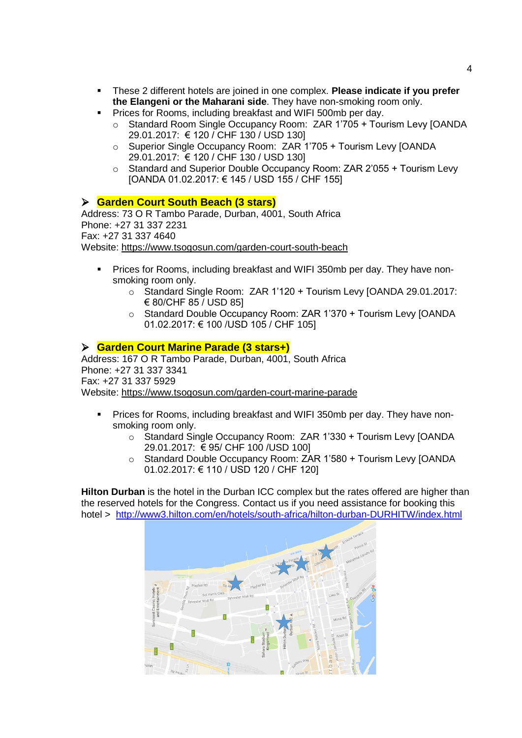- These 2 different hotels are joined in one complex. **Please indicate if you prefer the Elangeni or the Maharani side**. They have non-smoking room only.
- Prices for Rooms, including breakfast and WIFI 500mb per day.
  - Standard Room Single Occupancy Room: ZAR 1'705 + Tourism Levy [OANDA 29.01.2017: € 120 / CHF 130 / USD 130]
  - Superior Single Occupancy Room: ZAR 1'705 + Tourism Levy [OANDA 29.01.2017: € 120 / CHF 130 / USD 130]
  - Standard and Superior Double Occupancy Room: ZAR 2'055 + Tourism Levy [OANDA 01.02.2017: € 145 / USD 155 / CHF 155]

## Garden Court South Beach (3 stars)

Address: 73 O R Tambo Parade, Durban, 4001, South Africa
Phone: +27 31 337 2231
Fax: +27 31 337 4640
Website: https://www.tsogosun.com/garden-court-south-beach

- Prices for Rooms, including breakfast and WIFI 350mb per day. They have non-smoking room only.
  - Standard Single Room: ZAR 1'120 + Tourism Levy [OANDA 29.01.2017: € 80/CHF 85 / USD 85]
  - Standard Double Occupancy Room: ZAR 1'370 + Tourism Levy [OANDA 01.02.2017: € 100 /USD 105 / CHF 105]

## Garden Court Marine Parade (3 stars+)

Address: 167 O R Tambo Parade, Durban, 4001, South Africa
Phone: +27 31 337 3341
Fax: +27 31 337 5929
Website: https://www.tsogosun.com/garden-court-marine-parade

- Prices for Rooms, including breakfast and WIFI 350mb per day. They have non-smoking room only.
  - Standard Single Occupancy Room: ZAR 1'330 + Tourism Levy [OANDA 29.01.2017: € 95/ CHF 100 /USD 100]
  - Standard Double Occupancy Room: ZAR 1'580 + Tourism Levy [OANDA 01.02.2017: € 110 / USD 120 / CHF 120]

**Hilton Durban** is the hotel in the Durban ICC complex but the rates offered are higher than the reserved hotels for the Congress. Contact us if you need assistance for booking this hotel > http://www3.hilton.com/en/hotels/south-africa/hilton-durban-DURHITW/index.html